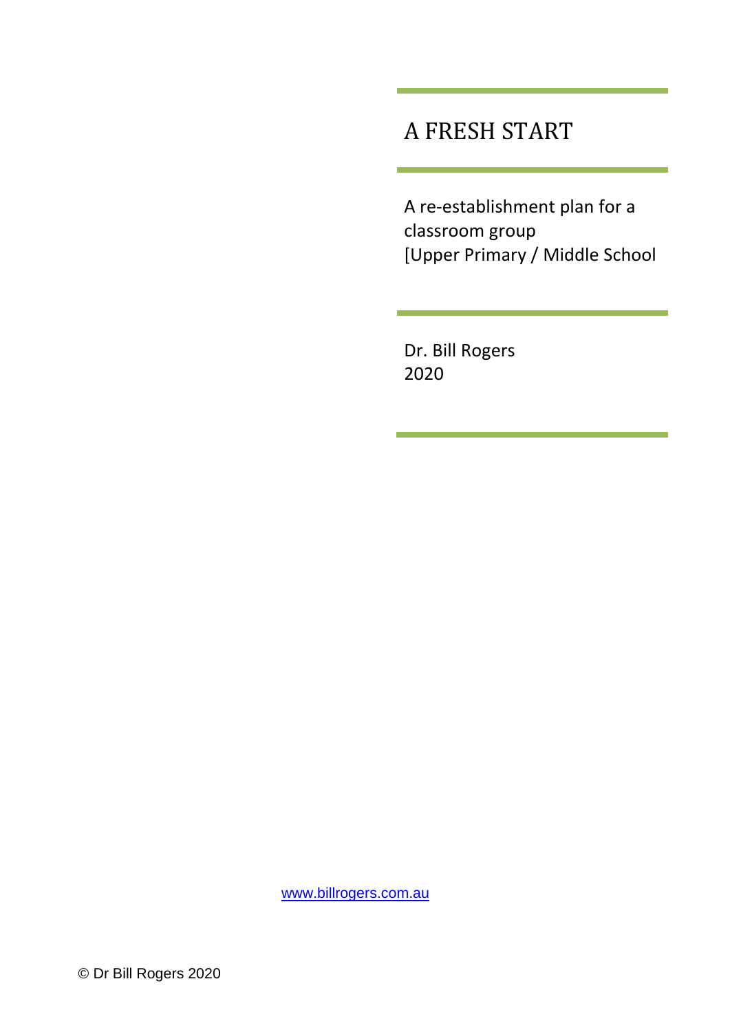# A FRESH START

A re-establishment plan for a classroom group
[Upper Primary / Middle School

Dr. Bill Rogers
2020

www.billrogers.com.au

© Dr Bill Rogers 2020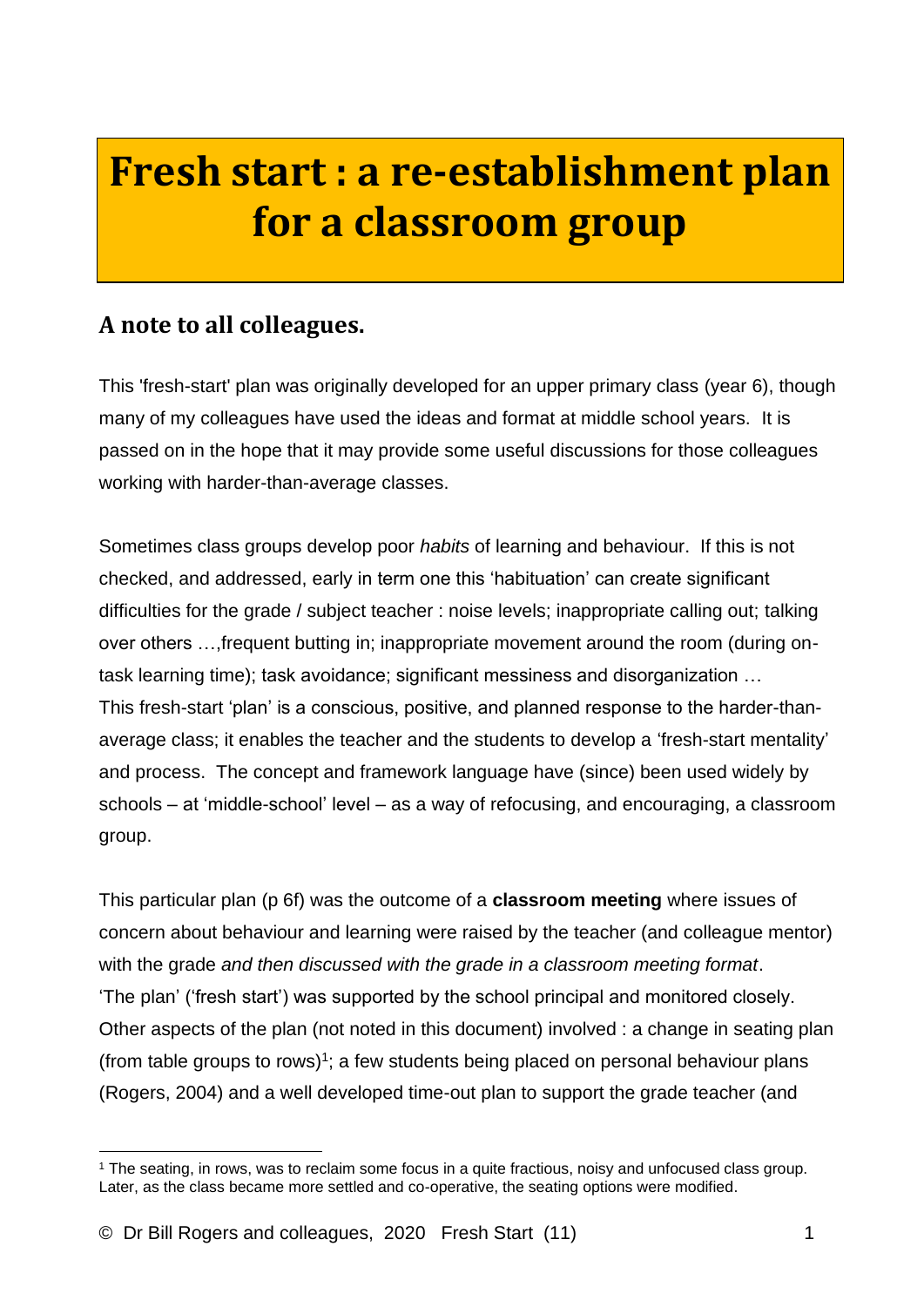# Fresh start : a re-establishment plan for a classroom group

## A note to all colleagues.

This 'fresh-start' plan was originally developed for an upper primary class (year 6), though many of my colleagues have used the ideas and format at middle school years. It is passed on in the hope that it may provide some useful discussions for those colleagues working with harder-than-average classes.

Sometimes class groups develop poor *habits* of learning and behaviour. If this is not checked, and addressed, early in term one this 'habituation' can create significant difficulties for the grade / subject teacher : noise levels; inappropriate calling out; talking over others …,frequent butting in; inappropriate movement around the room (during on-task learning time); task avoidance; significant messiness and disorganization … This fresh-start 'plan' is a conscious, positive, and planned response to the harder-than-average class; it enables the teacher and the students to develop a 'fresh-start mentality' and process. The concept and framework language have (since) been used widely by schools – at 'middle-school' level – as a way of refocusing, and encouraging, a classroom group.

This particular plan (p 6f) was the outcome of a **classroom meeting** where issues of concern about behaviour and learning were raised by the teacher (and colleague mentor) with the grade *and then discussed with the grade in a classroom meeting format*. 'The plan' ('fresh start') was supported by the school principal and monitored closely. Other aspects of the plan (not noted in this document) involved : a change in seating plan (from table groups to rows)[1]; a few students being placed on personal behaviour plans (Rogers, 2004) and a well developed time-out plan to support the grade teacher (and

---

[1] The seating, in rows, was to reclaim some focus in a quite fractious, noisy and unfocused class group. Later, as the class became more settled and co-operative, the seating options were modified.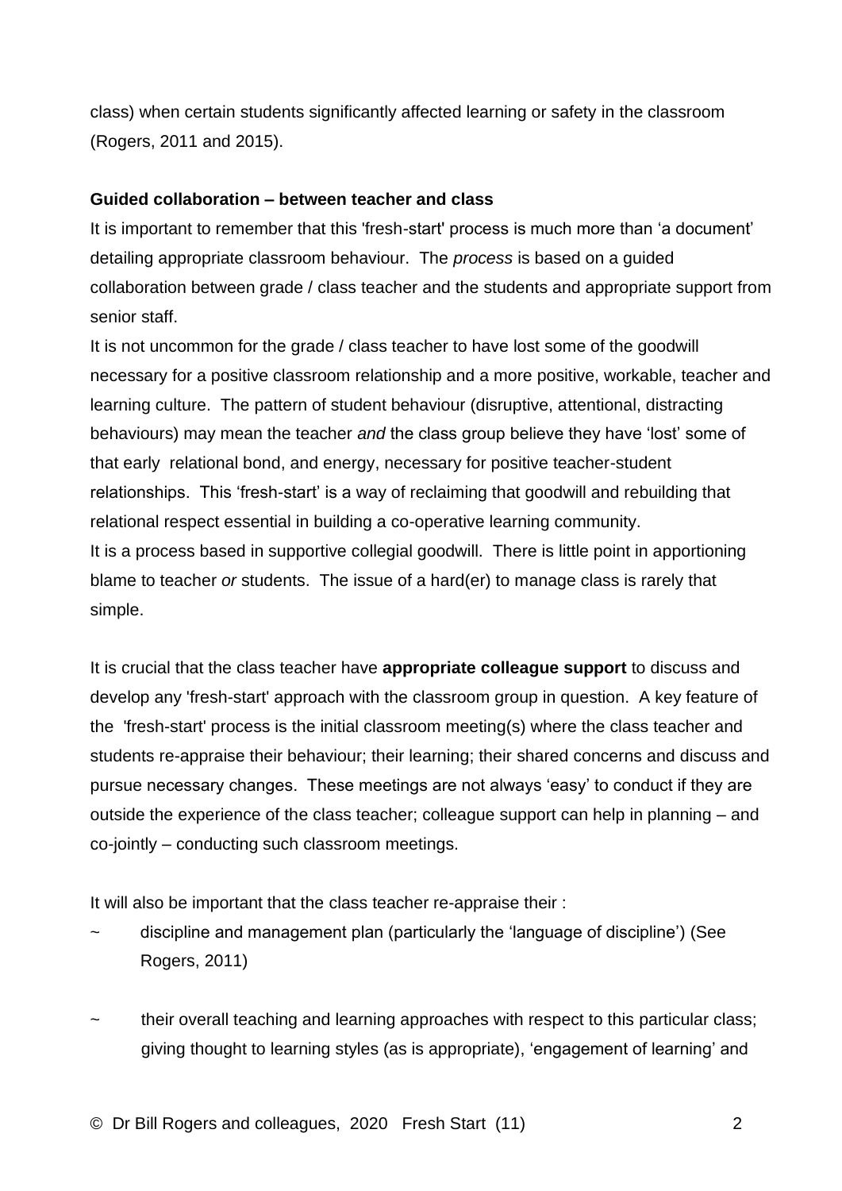class) when certain students significantly affected learning or safety in the classroom (Rogers, 2011 and 2015).

**Guided collaboration – between teacher and class**

It is important to remember that this 'fresh-start' process is much more than 'a document' detailing appropriate classroom behaviour. The *process* is based on a guided collaboration between grade / class teacher and the students and appropriate support from senior staff.

It is not uncommon for the grade / class teacher to have lost some of the goodwill necessary for a positive classroom relationship and a more positive, workable, teacher and learning culture. The pattern of student behaviour (disruptive, attentional, distracting behaviours) may mean the teacher *and* the class group believe they have 'lost' some of that early relational bond, and energy, necessary for positive teacher-student relationships. This 'fresh-start' is a way of reclaiming that goodwill and rebuilding that relational respect essential in building a co-operative learning community.

It is a process based in supportive collegial goodwill. There is little point in apportioning blame to teacher *or* students. The issue of a hard(er) to manage class is rarely that simple.

It is crucial that the class teacher have **appropriate colleague support** to discuss and develop any 'fresh-start' approach with the classroom group in question. A key feature of the 'fresh-start' process is the initial classroom meeting(s) where the class teacher and students re-appraise their behaviour; their learning; their shared concerns and discuss and pursue necessary changes. These meetings are not always 'easy' to conduct if they are outside the experience of the class teacher; colleague support can help in planning – and co-jointly – conducting such classroom meetings.

It will also be important that the class teacher re-appraise their :

~ discipline and management plan (particularly the 'language of discipline') (See Rogers, 2011)

~ their overall teaching and learning approaches with respect to this particular class; giving thought to learning styles (as is appropriate), 'engagement of learning' and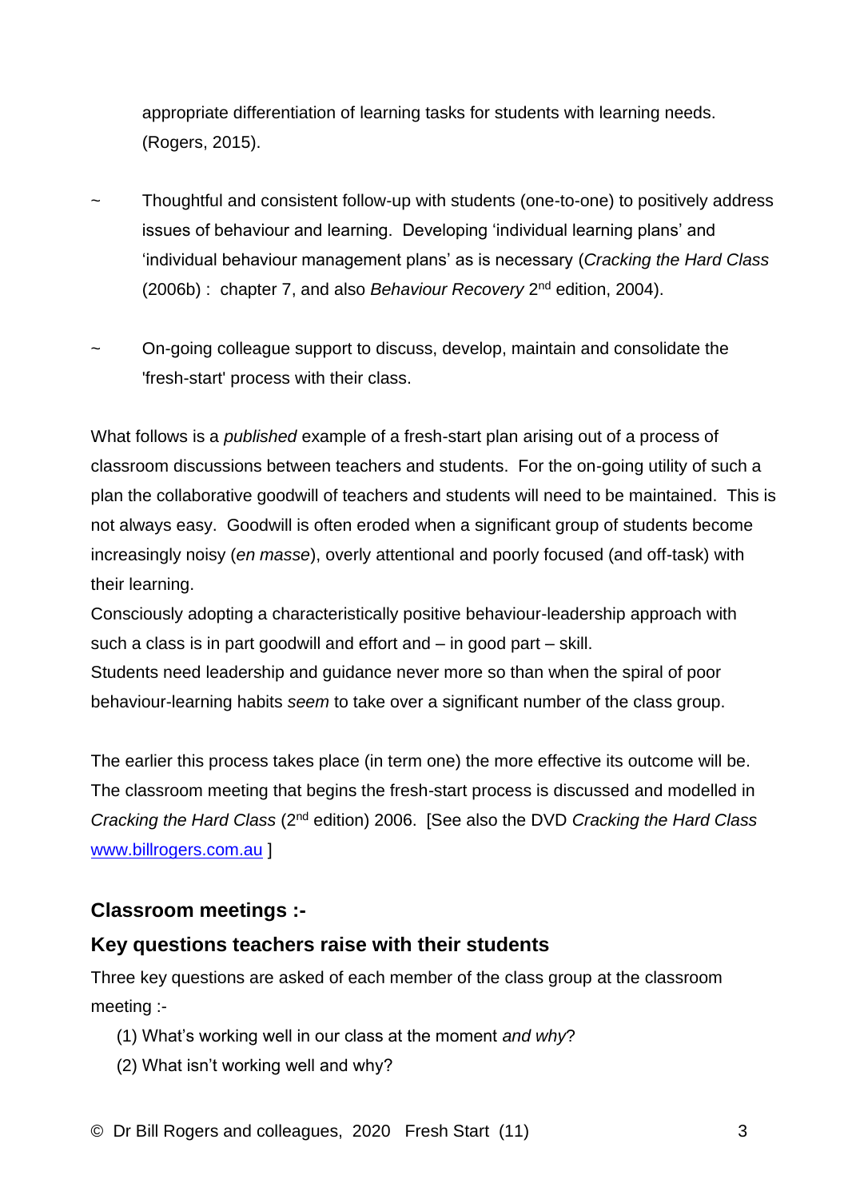appropriate differentiation of learning tasks for students with learning needs. (Rogers, 2015).

~ Thoughtful and consistent follow-up with students (one-to-one) to positively address issues of behaviour and learning. Developing 'individual learning plans' and 'individual behaviour management plans' as is necessary (*Cracking the Hard Class* (2006b) : chapter 7, and also *Behaviour Recovery* 2nd edition, 2004).

~ On-going colleague support to discuss, develop, maintain and consolidate the 'fresh-start' process with their class.

What follows is a *published* example of a fresh-start plan arising out of a process of classroom discussions between teachers and students. For the on-going utility of such a plan the collaborative goodwill of teachers and students will need to be maintained. This is not always easy. Goodwill is often eroded when a significant group of students become increasingly noisy (*en masse*), overly attentional and poorly focused (and off-task) with their learning.

Consciously adopting a characteristically positive behaviour-leadership approach with such a class is in part goodwill and effort and – in good part – skill.

Students need leadership and guidance never more so than when the spiral of poor behaviour-learning habits *seem* to take over a significant number of the class group.

The earlier this process takes place (in term one) the more effective its outcome will be. The classroom meeting that begins the fresh-start process is discussed and modelled in *Cracking the Hard Class* (2nd edition) 2006. [See also the DVD *Cracking the Hard Class* www.billrogers.com.au ]

### Classroom meetings :-

### Key questions teachers raise with their students

Three key questions are asked of each member of the class group at the classroom meeting :-

(1) What's working well in our class at the moment *and why*?

(2) What isn't working well and why?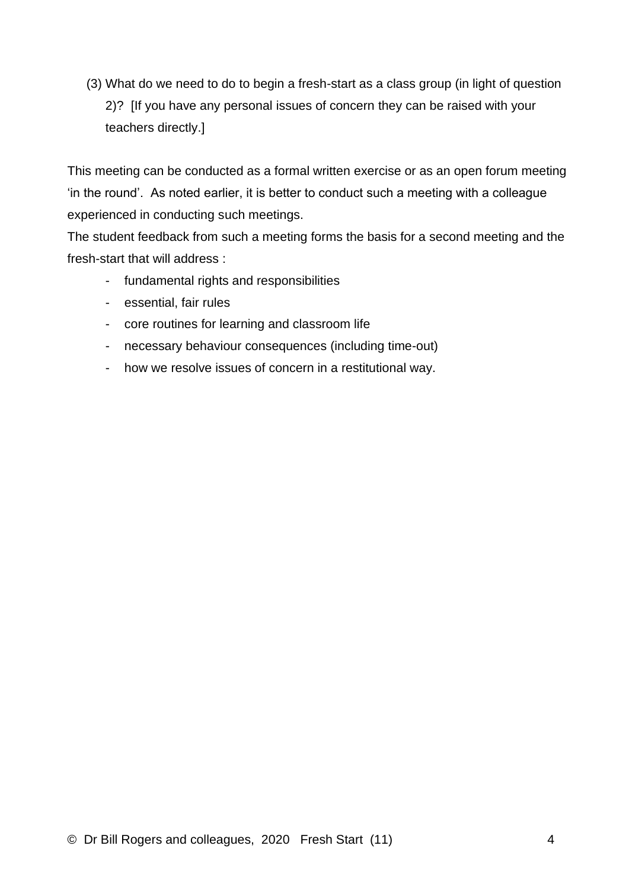(3) What do we need to do to begin a fresh-start as a class group (in light of question 2)? [If you have any personal issues of concern they can be raised with your teachers directly.]

This meeting can be conducted as a formal written exercise or as an open forum meeting 'in the round'. As noted earlier, it is better to conduct such a meeting with a colleague experienced in conducting such meetings.

The student feedback from such a meeting forms the basis for a second meeting and the fresh-start that will address :

- fundamental rights and responsibilities
- essential, fair rules
- core routines for learning and classroom life
- necessary behaviour consequences (including time-out)
- how we resolve issues of concern in a restitutional way.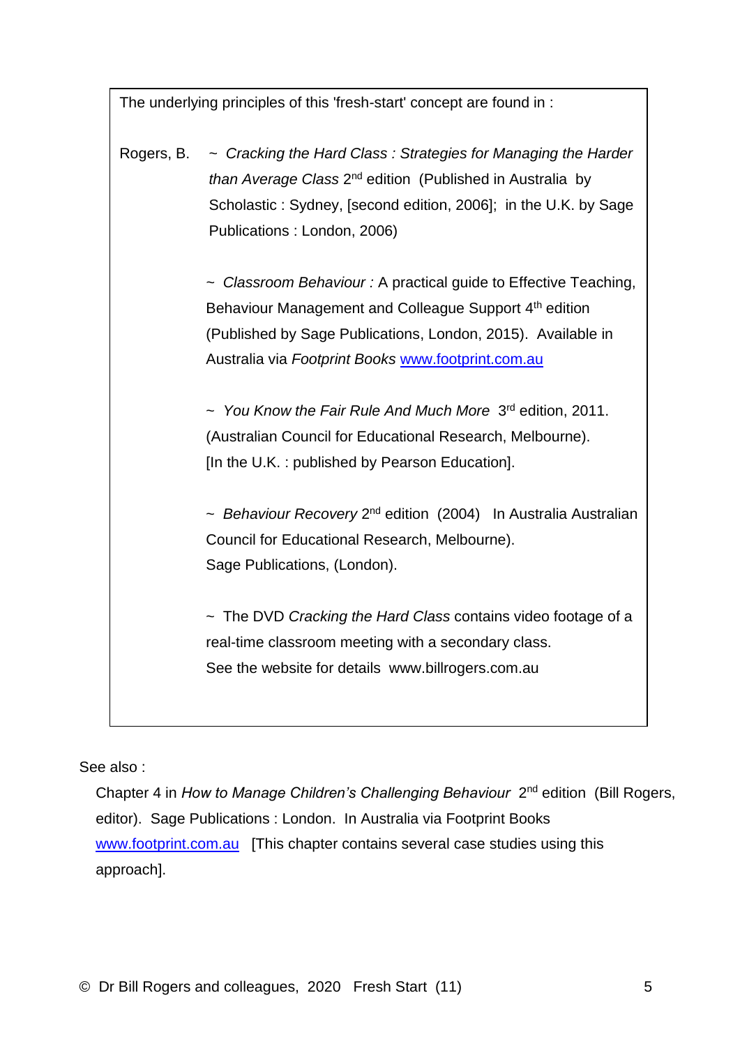The underlying principles of this 'fresh-start' concept are found in :

Rogers, B. ~ *Cracking the Hard Class : Strategies for Managing the Harder than Average Class* 2nd edition (Published in Australia by Scholastic : Sydney, [second edition, 2006]; in the U.K. by Sage Publications : London, 2006)

~ *Classroom Behaviour :* A practical guide to Effective Teaching, Behaviour Management and Colleague Support 4th edition (Published by Sage Publications, London, 2015). Available in Australia via *Footprint Books* [www.footprint.com.au](http://www.footprint.com.au)

~ *You Know the Fair Rule And Much More* 3rd edition, 2011. (Australian Council for Educational Research, Melbourne). [In the U.K. : published by Pearson Education].

~ *Behaviour Recovery* 2nd edition (2004) In Australia Australian Council for Educational Research, Melbourne). Sage Publications, (London).

~ The DVD *Cracking the Hard Class* contains video footage of a real-time classroom meeting with a secondary class. See the website for details www.billrogers.com.au

See also :

Chapter 4 in *How to Manage Children's Challenging Behaviour* 2nd edition (Bill Rogers, editor). Sage Publications : London. In Australia via Footprint Books [www.footprint.com.au](http://www.footprint.com.au) [This chapter contains several case studies using this approach].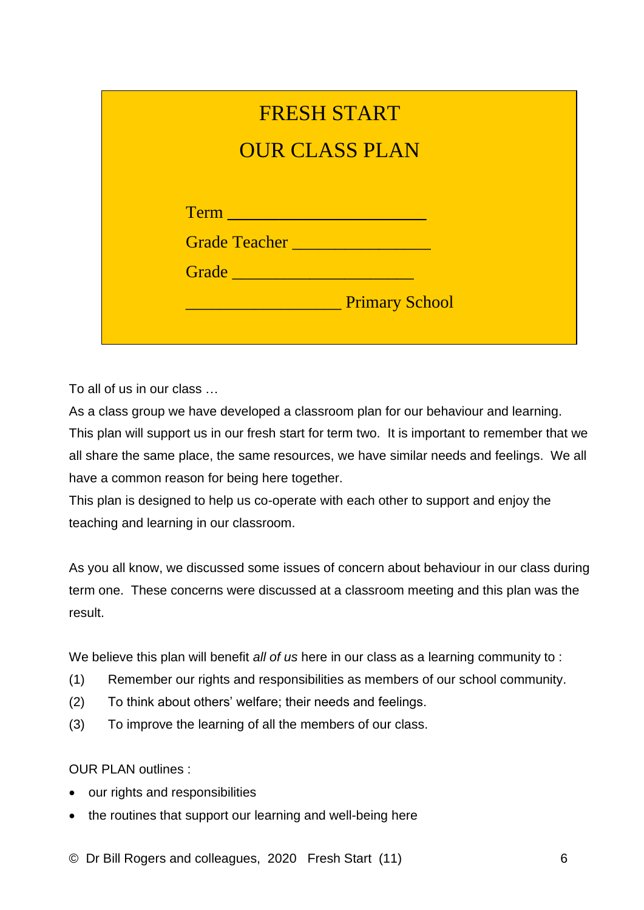# FRESH START

# OUR CLASS PLAN

Term ______________________

Grade Teacher ________________

Grade _____________________

__________________ Primary School

To all of us in our class …

As a class group we have developed a classroom plan for our behaviour and learning. This plan will support us in our fresh start for term two. It is important to remember that we all share the same place, the same resources, we have similar needs and feelings. We all have a common reason for being here together.

This plan is designed to help us co-operate with each other to support and enjoy the teaching and learning in our classroom.

As you all know, we discussed some issues of concern about behaviour in our class during term one. These concerns were discussed at a classroom meeting and this plan was the result.

We believe this plan will benefit *all of us* here in our class as a learning community to :

(1) Remember our rights and responsibilities as members of our school community.

(2) To think about others' welfare; their needs and feelings.

(3) To improve the learning of all the members of our class.

OUR PLAN outlines :

- our rights and responsibilities
- the routines that support our learning and well-being here

© Dr Bill Rogers and colleagues, 2020 Fresh Start (11)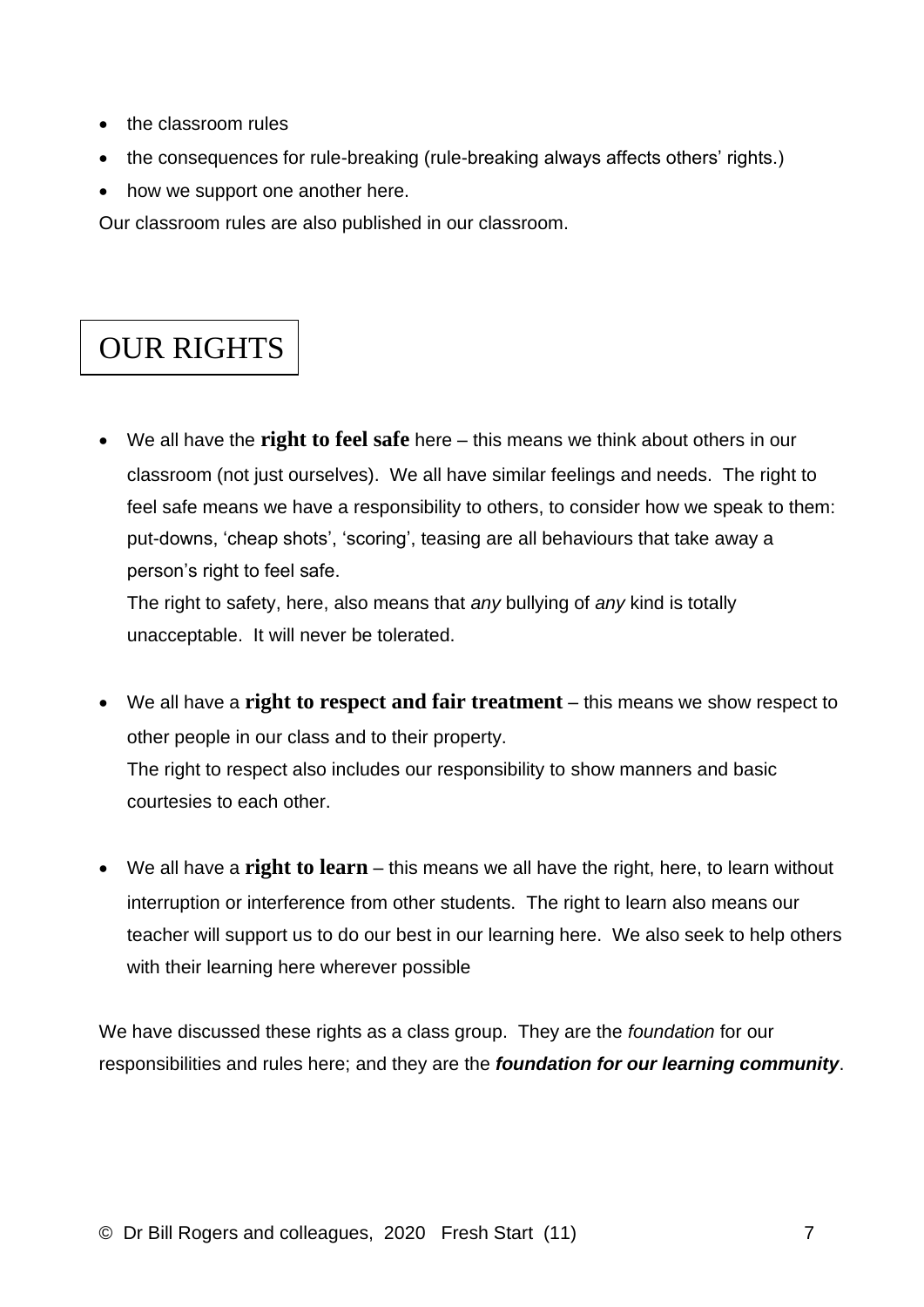- the classroom rules
- the consequences for rule-breaking (rule-breaking always affects others' rights.)
- how we support one another here.

Our classroom rules are also published in our classroom.

# OUR RIGHTS

- We all have the **right to feel safe** here – this means we think about others in our classroom (not just ourselves). We all have similar feelings and needs. The right to feel safe means we have a responsibility to others, to consider how we speak to them: put-downs, 'cheap shots', 'scoring', teasing are all behaviours that take away a person's right to feel safe.
  The right to safety, here, also means that *any* bullying of *any* kind is totally unacceptable. It will never be tolerated.

- We all have a **right to respect and fair treatment** – this means we show respect to other people in our class and to their property.
  The right to respect also includes our responsibility to show manners and basic courtesies to each other.

- We all have a **right to learn** – this means we all have the right, here, to learn without interruption or interference from other students. The right to learn also means our teacher will support us to do our best in our learning here. We also seek to help others with their learning here wherever possible

We have discussed these rights as a class group. They are the *foundation* for our responsibilities and rules here; and they are the ***foundation for our learning community***.

© Dr Bill Rogers and colleagues, 2020 Fresh Start (11)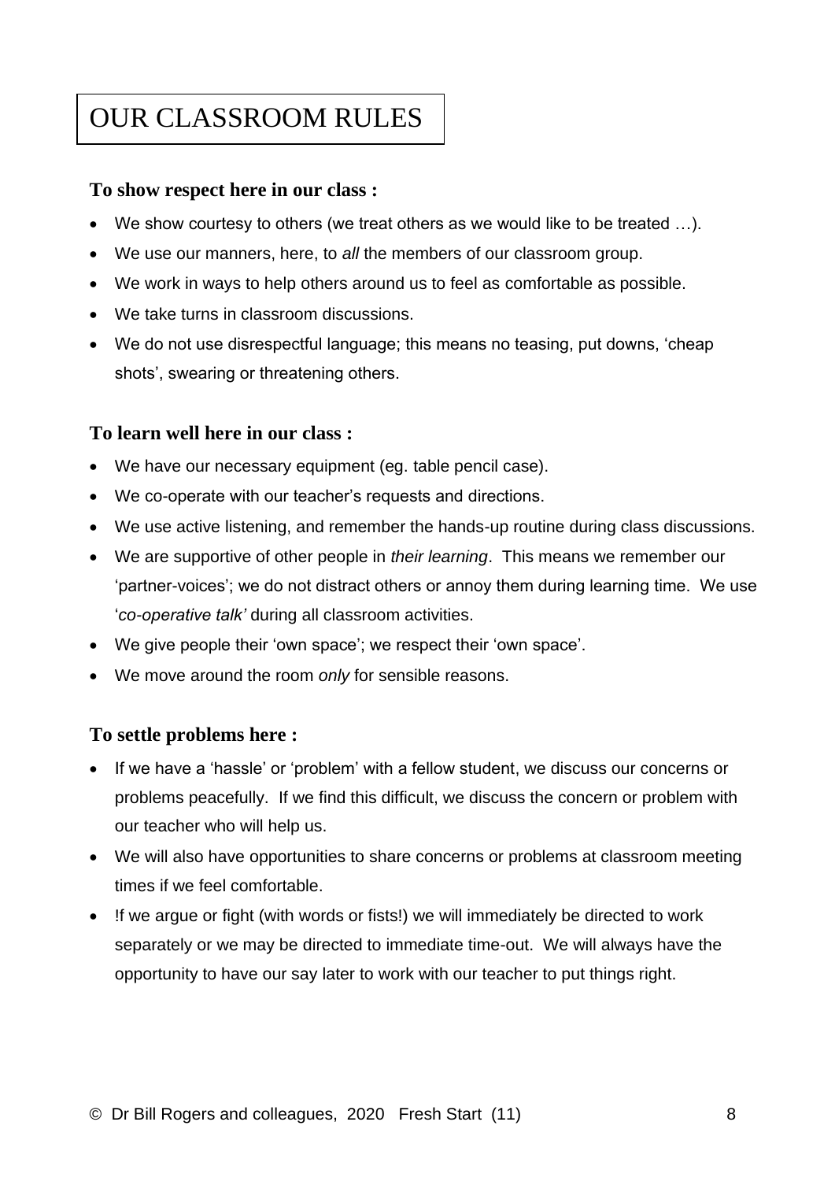# OUR CLASSROOM RULES

**To show respect here in our class :**

- We show courtesy to others (we treat others as we would like to be treated …).
- We use our manners, here, to *all* the members of our classroom group.
- We work in ways to help others around us to feel as comfortable as possible.
- We take turns in classroom discussions.
- We do not use disrespectful language; this means no teasing, put downs, 'cheap shots', swearing or threatening others.

**To learn well here in our class :**

- We have our necessary equipment (eg. table pencil case).
- We co-operate with our teacher's requests and directions.
- We use active listening, and remember the hands-up routine during class discussions.
- We are supportive of other people in *their learning*. This means we remember our 'partner-voices'; we do not distract others or annoy them during learning time. We use '*co-operative talk'* during all classroom activities.
- We give people their 'own space'; we respect their 'own space'.
- We move around the room *only* for sensible reasons.

**To settle problems here :**

- If we have a 'hassle' or 'problem' with a fellow student, we discuss our concerns or problems peacefully. If we find this difficult, we discuss the concern or problem with our teacher who will help us.
- We will also have opportunities to share concerns or problems at classroom meeting times if we feel comfortable.
- !f we argue or fight (with words or fists!) we will immediately be directed to work separately or we may be directed to immediate time-out. We will always have the opportunity to have our say later to work with our teacher to put things right.

© Dr Bill Rogers and colleagues, 2020 Fresh Start (11)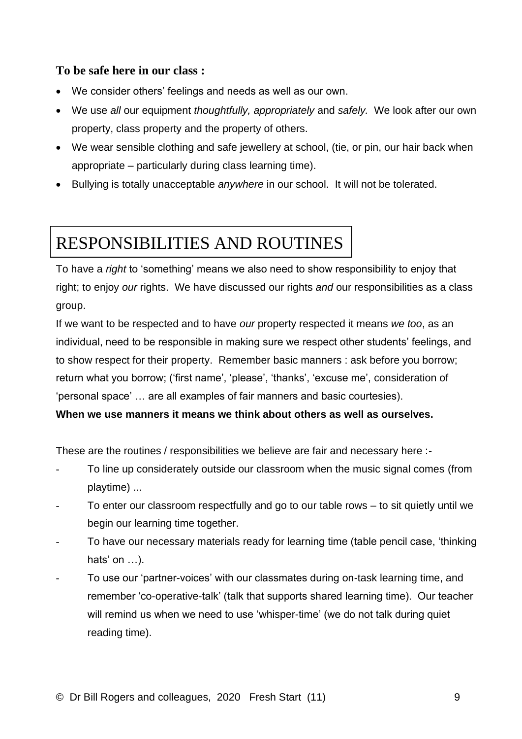**To be safe here in our class :**

- We consider others' feelings and needs as well as our own.
- We use *all* our equipment *thoughtfully, appropriately* and *safely.* We look after our own property, class property and the property of others.
- We wear sensible clothing and safe jewellery at school, (tie, or pin, our hair back when appropriate – particularly during class learning time).
- Bullying is totally unacceptable *anywhere* in our school. It will not be tolerated.

# RESPONSIBILITIES AND ROUTINES

To have a *right* to 'something' means we also need to show responsibility to enjoy that right; to enjoy *our* rights. We have discussed our rights *and* our responsibilities as a class group.

If we want to be respected and to have *our* property respected it means *we too*, as an individual, need to be responsible in making sure we respect other students' feelings, and to show respect for their property. Remember basic manners : ask before you borrow; return what you borrow; ('first name', 'please', 'thanks', 'excuse me', consideration of 'personal space' … are all examples of fair manners and basic courtesies).

**When we use manners it means we think about others as well as ourselves.**

These are the routines / responsibilities we believe are fair and necessary here :-

- To line up considerately outside our classroom when the music signal comes (from playtime) ...
- To enter our classroom respectfully and go to our table rows – to sit quietly until we begin our learning time together.
- To have our necessary materials ready for learning time (table pencil case, 'thinking hats' on …).
- To use our 'partner-voices' with our classmates during on-task learning time, and remember 'co-operative-talk' (talk that supports shared learning time). Our teacher will remind us when we need to use 'whisper-time' (we do not talk during quiet reading time).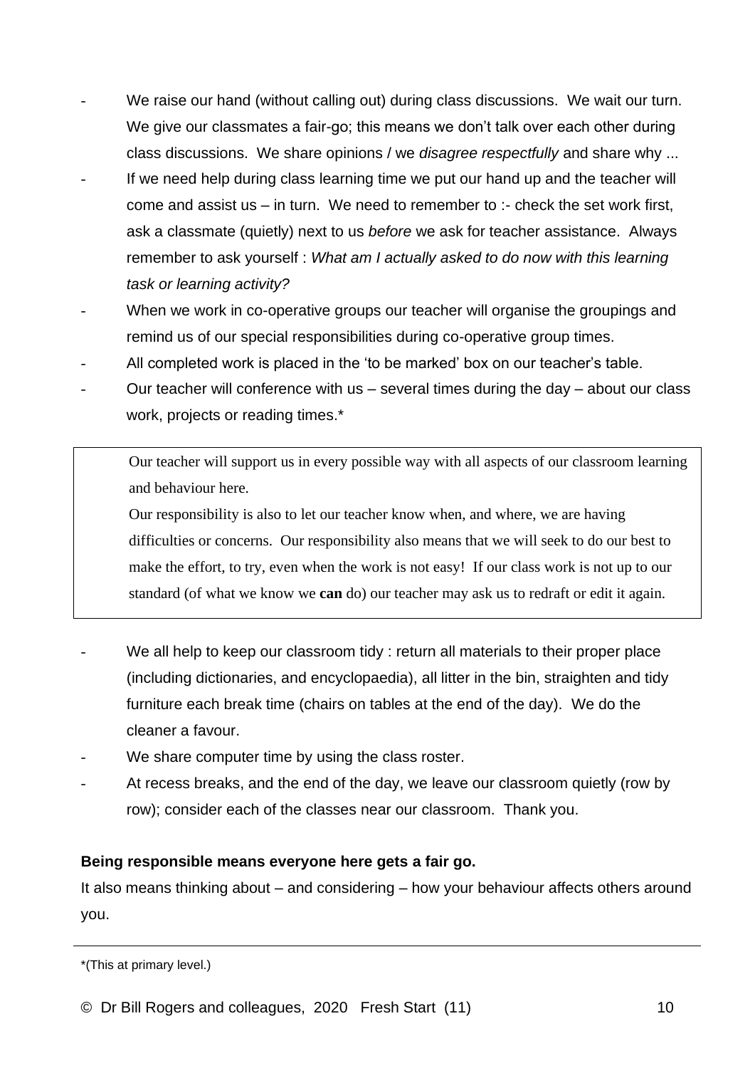- We raise our hand (without calling out) during class discussions. We wait our turn. We give our classmates a fair-go; this means we don't talk over each other during class discussions. We share opinions / we *disagree respectfully* and share why ...
- If we need help during class learning time we put our hand up and the teacher will come and assist us – in turn. We need to remember to :- check the set work first, ask a classmate (quietly) next to us *before* we ask for teacher assistance. Always remember to ask yourself : *What am I actually asked to do now with this learning task or learning activity?*
- When we work in co-operative groups our teacher will organise the groupings and remind us of our special responsibilities during co-operative group times.
- All completed work is placed in the 'to be marked' box on our teacher's table.
- Our teacher will conference with us – several times during the day – about our class work, projects or reading times.*

> Our teacher will support us in every possible way with all aspects of our classroom learning and behaviour here.
>
> Our responsibility is also to let our teacher know when, and where, we are having difficulties or concerns. Our responsibility also means that we will seek to do our best to make the effort, to try, even when the work is not easy! If our class work is not up to our standard (of what we know we **can** do) our teacher may ask us to redraft or edit it again.

- We all help to keep our classroom tidy : return all materials to their proper place (including dictionaries, and encyclopaedia), all litter in the bin, straighten and tidy furniture each break time (chairs on tables at the end of the day). We do the cleaner a favour.
- We share computer time by using the class roster.
- At recess breaks, and the end of the day, we leave our classroom quietly (row by row); consider each of the classes near our classroom. Thank you.

**Being responsible means everyone here gets a fair go.**

It also means thinking about – and considering – how your behaviour affects others around you.

---

*(This at primary level.)

© Dr Bill Rogers and colleagues, 2020 Fresh Start (11)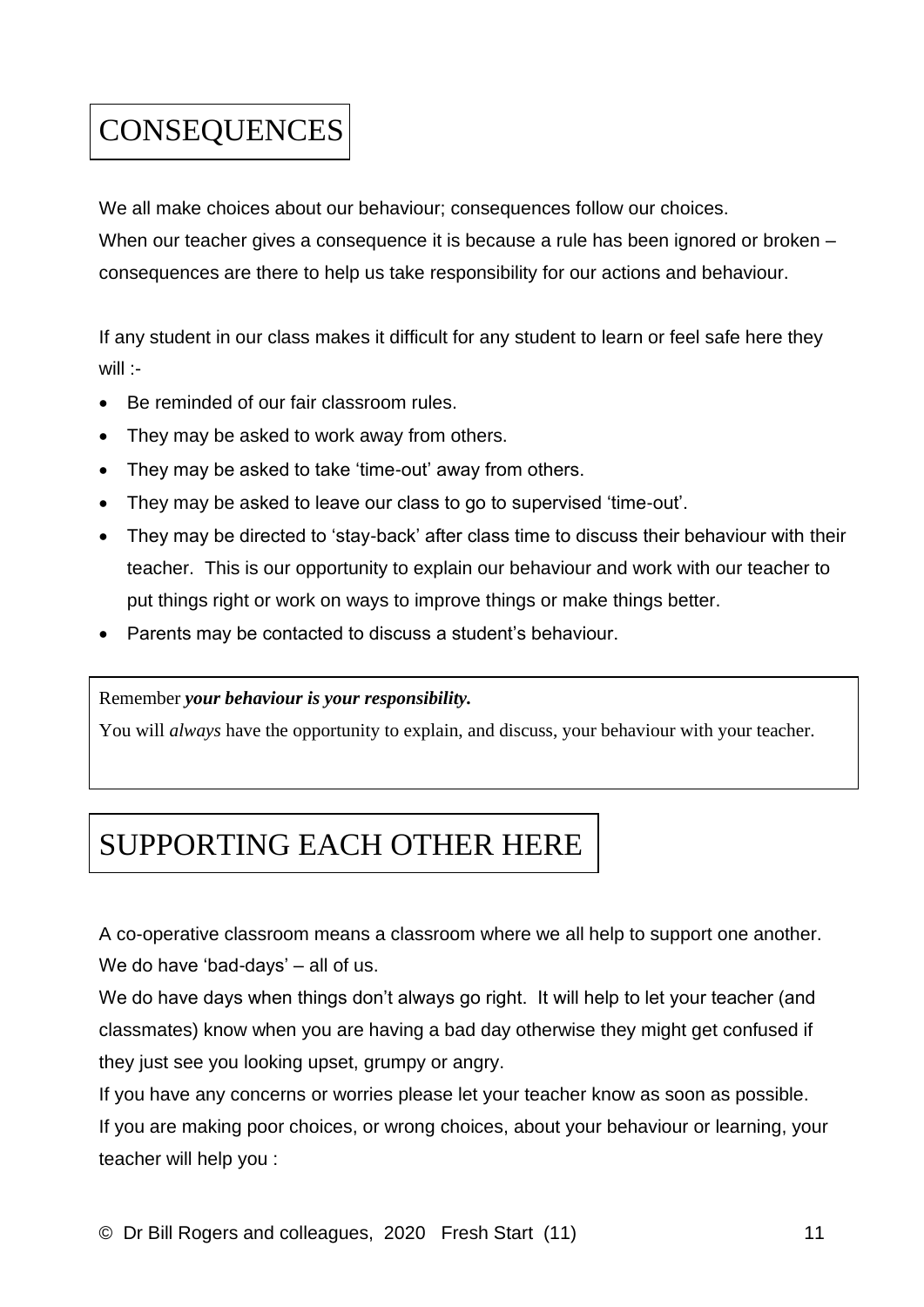# CONSEQUENCES

We all make choices about our behaviour; consequences follow our choices.
When our teacher gives a consequence it is because a rule has been ignored or broken – consequences are there to help us take responsibility for our actions and behaviour.

If any student in our class makes it difficult for any student to learn or feel safe here they will :-

- Be reminded of our fair classroom rules.
- They may be asked to work away from others.
- They may be asked to take 'time-out' away from others.
- They may be asked to leave our class to go to supervised 'time-out'.
- They may be directed to 'stay-back' after class time to discuss their behaviour with their teacher. This is our opportunity to explain our behaviour and work with our teacher to put things right or work on ways to improve things or make things better.
- Parents may be contacted to discuss a student's behaviour.

> Remember ***your behaviour is your responsibility.***
>
> You will *always* have the opportunity to explain, and discuss, your behaviour with your teacher.

# SUPPORTING EACH OTHER HERE

A co-operative classroom means a classroom where we all help to support one another.
We do have 'bad-days' – all of us.
We do have days when things don't always go right. It will help to let your teacher (and classmates) know when you are having a bad day otherwise they might get confused if they just see you looking upset, grumpy or angry.
If you have any concerns or worries please let your teacher know as soon as possible.
If you are making poor choices, or wrong choices, about your behaviour or learning, your teacher will help you :

© Dr Bill Rogers and colleagues, 2020 Fresh Start (11)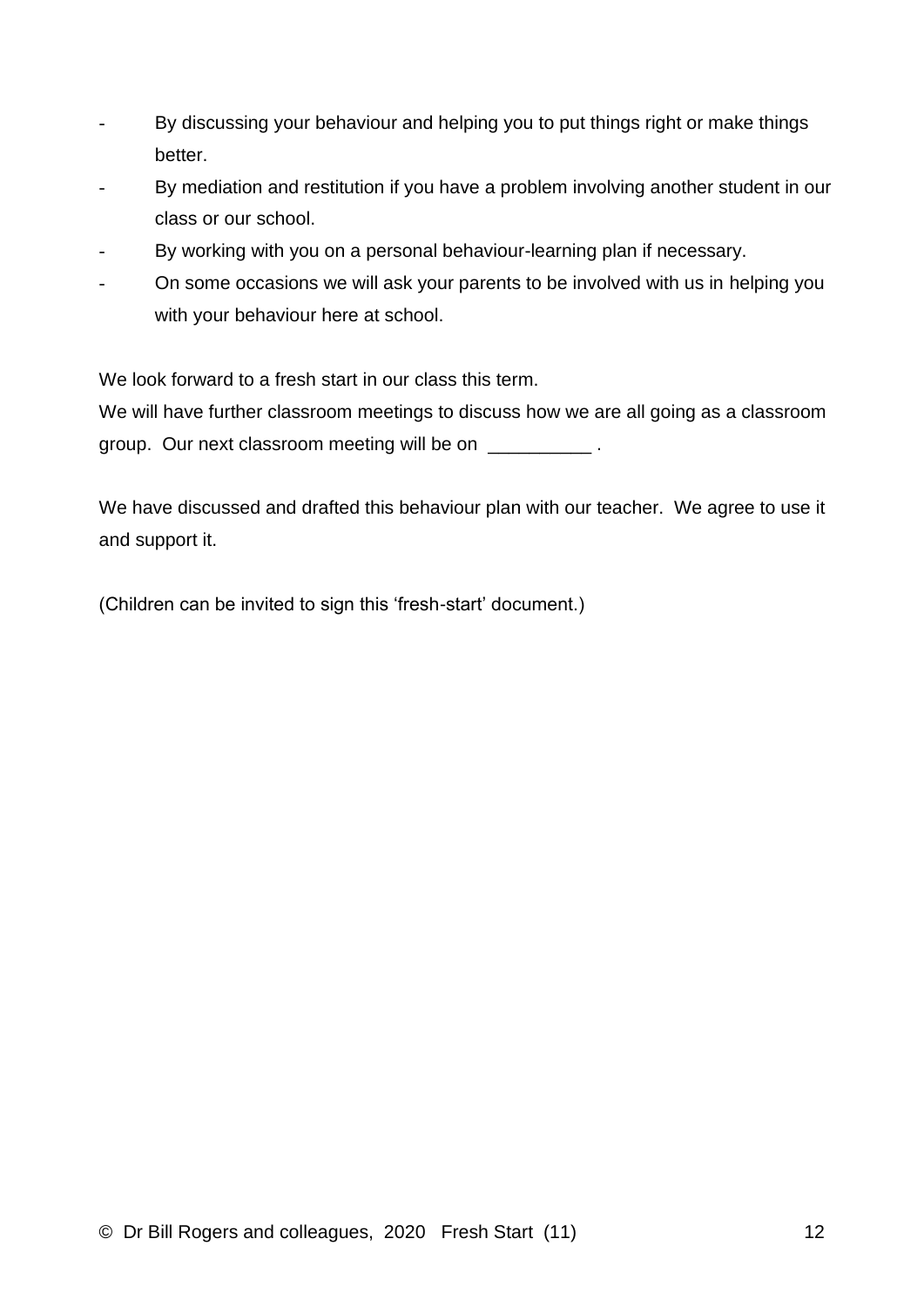- By discussing your behaviour and helping you to put things right or make things better.
- By mediation and restitution if you have a problem involving another student in our class or our school.
- By working with you on a personal behaviour-learning plan if necessary.
- On some occasions we will ask your parents to be involved with us in helping you with your behaviour here at school.

We look forward to a fresh start in our class this term.
We will have further classroom meetings to discuss how we are all going as a classroom group. Our next classroom meeting will be on __________ .

We have discussed and drafted this behaviour plan with our teacher. We agree to use it and support it.

(Children can be invited to sign this 'fresh-start' document.)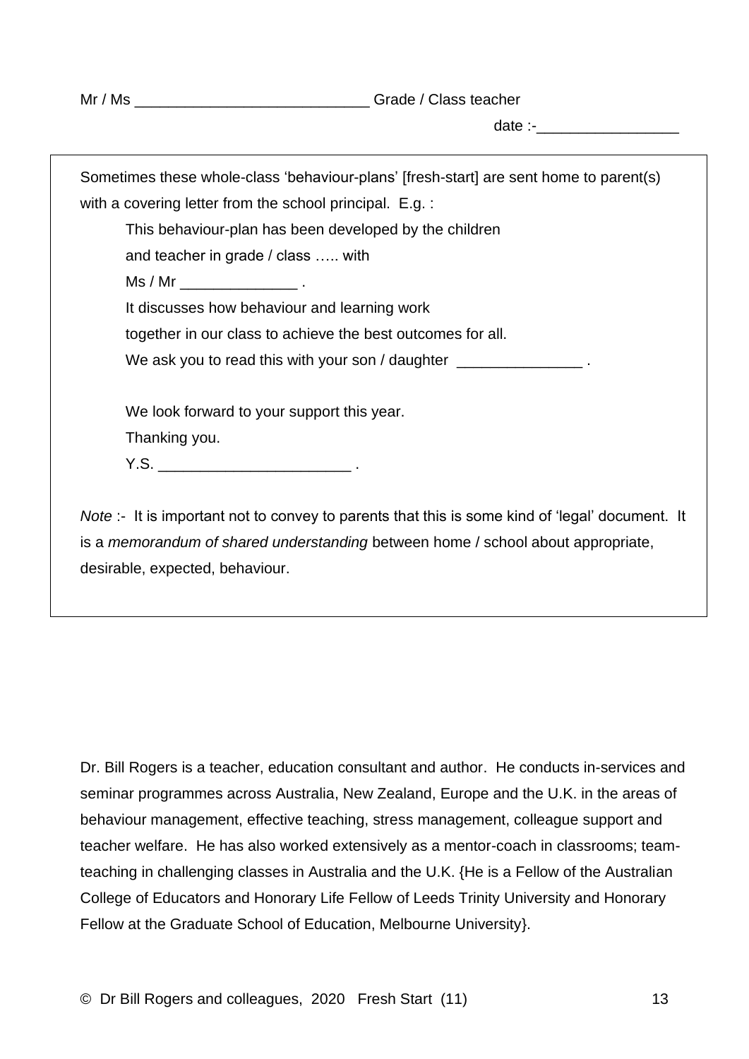Mr / Ms ___________________________ Grade / Class teacher

date :-_________________

Sometimes these whole-class 'behaviour-plans' [fresh-start] are sent home to parent(s) with a covering letter from the school principal. E.g. :

> This behaviour-plan has been developed by the children
> and teacher in grade / class ….. with
> Ms / Mr ______________ .
> It discusses how behaviour and learning work
> together in our class to achieve the best outcomes for all.
> We ask you to read this with your son / daughter _______________ .
>
> We look forward to your support this year.
> Thanking you.
> Y.S. _______________________ .

*Note* :- It is important not to convey to parents that this is some kind of 'legal' document. It is a *memorandum of shared understanding* between home / school about appropriate, desirable, expected, behaviour.

Dr. Bill Rogers is a teacher, education consultant and author. He conducts in-services and seminar programmes across Australia, New Zealand, Europe and the U.K. in the areas of behaviour management, effective teaching, stress management, colleague support and teacher welfare. He has also worked extensively as a mentor-coach in classrooms; team-teaching in challenging classes in Australia and the U.K. {He is a Fellow of the Australian College of Educators and Honorary Life Fellow of Leeds Trinity University and Honorary Fellow at the Graduate School of Education, Melbourne University}.

© Dr Bill Rogers and colleagues, 2020 Fresh Start (11)